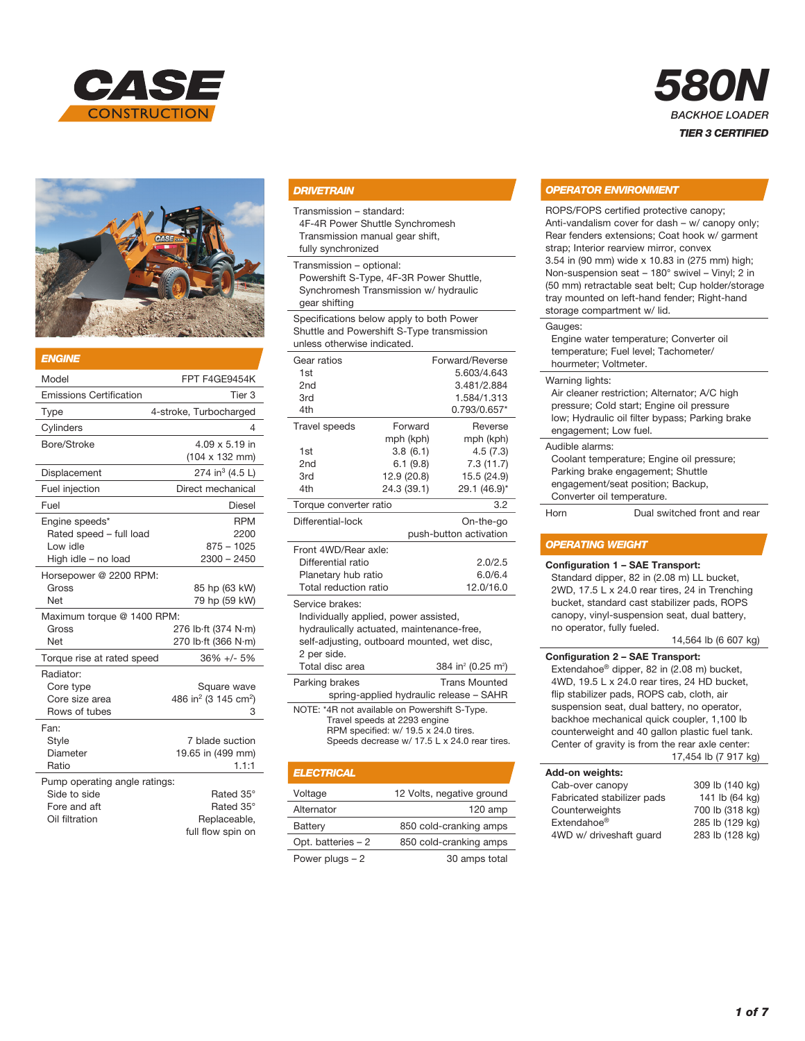# CASE CONSTRUCTION

# 580N

*BACKHOE LOADER*

***TIER 3 CERTIFIED***

## ENGINE

| | |
|---|---|
| Model | FPT F4GE9454K |
| Emissions Certification | Tier 3 |
| Type | 4-stroke, Turbocharged |
| Cylinders | 4 |
| Bore/Stroke | 4.09 x 5.19 in (104 x 132 mm) |
| Displacement | 274 in³ (4.5 L) |
| Fuel injection | Direct mechanical |
| Fuel | Diesel |
| Engine speeds* | RPM |
| Rated speed – full load | 2200 |
| Low idle | 875 – 1025 |
| High idle – no load | 2300 – 2450 |
| Horsepower @ 2200 RPM: | |
| Gross | 85 hp (63 kW) |
| Net | 79 hp (59 kW) |
| Maximum torque @ 1400 RPM: | |
| Gross | 276 lb·ft (374 N·m) |
| Net | 270 lb·ft (366 N·m) |
| Torque rise at rated speed | 36% +/- 5% |
| Radiator: | |
| Core type | Square wave |
| Core size area | 486 in² (3 145 cm²) |
| Rows of tubes | 3 |
| Fan: | |
| Style | 7 blade suction |
| Diameter | 19.65 in (499 mm) |
| Ratio | 1.1:1 |
| Pump operating angle ratings: | |
| Side to side | Rated 35° |
| Fore and aft | Rated 35° |
| Oil filtration | Replaceable, full flow spin on |

## DRIVETRAIN

Transmission – standard:
4F-4R Power Shuttle Synchromesh Transmission manual gear shift, fully synchronized

Transmission – optional:
Powershift S-Type, 4F-3R Power Shuttle, Synchromesh Transmission w/ hydraulic gear shifting

Specifications below apply to both Power Shuttle and Powershift S-Type transmission unless otherwise indicated.

| Gear ratios | Forward/Reverse |
|---|---|
| 1st | 5.603/4.643 |
| 2nd | 3.481/2.884 |
| 3rd | 1.584/1.313 |
| 4th | 0.793/0.657* |

| Travel speeds | Forward mph (kph) | Reverse mph (kph) |
|---|---|---|
| 1st | 3.8 (6.1) | 4.5 (7.3) |
| 2nd | 6.1 (9.8) | 7.3 (11.7) |
| 3rd | 12.9 (20.8) | 15.5 (24.9) |
| 4th | 24.3 (39.1) | 29.1 (46.9)* |

| | |
|---|---|
| Torque converter ratio | 3.2 |
| Differential-lock | On-the-go push-button activation |
| Front 4WD/Rear axle: | |
| Differential ratio | 2.0/2.5 |
| Planetary hub ratio | 6.0/6.4 |
| Total reduction ratio | 12.0/16.0 |

Service brakes:
Individually applied, power assisted, hydraulically actuated, maintenance-free, self-adjusting, outboard mounted, wet disc, 2 per side.

| | |
|---|---|
| Total disc area | 384 in² (0.25 m²) |
| Parking brakes | Trans Mounted spring-applied hydraulic release – SAHR |

NOTE: *4R not available on Powershift S-Type.
Travel speeds at 2293 engine RPM specified: w/ 19.5 x 24.0 tires.
Speeds decrease w/ 17.5 L x 24.0 rear tires.

## ELECTRICAL

| | |
|---|---|
| Voltage | 12 Volts, negative ground |
| Alternator | 120 amp |
| Battery | 850 cold-cranking amps |
| Opt. batteries – 2 | 850 cold-cranking amps |
| Power plugs – 2 | 30 amps total |

## OPERATOR ENVIRONMENT

ROPS/FOPS certified protective canopy; Anti-vandalism cover for dash – w/ canopy only; Rear fenders extensions; Coat hook w/ garment strap; Interior rearview mirror, convex 3.54 in (90 mm) wide x 10.83 in (275 mm) high; Non-suspension seat – 180° swivel – Vinyl; 2 in (50 mm) retractable seat belt; Cup holder/storage tray mounted on left-hand fender; Right-hand storage compartment w/ lid.

Gauges:
Engine water temperature; Converter oil temperature; Fuel level; Tachometer/hourmeter; Voltmeter.

Warning lights:
Air cleaner restriction; Alternator; A/C high pressure; Cold start; Engine oil pressure low; Hydraulic oil filter bypass; Parking brake engagement; Low fuel.

Audible alarms:
Coolant temperature; Engine oil pressure; Parking brake engagement; Shuttle engagement/seat position; Backup, Converter oil temperature.

| | |
|---|---|
| Horn | Dual switched front and rear |

## OPERATING WEIGHT

**Configuration 1 – SAE Transport:**
Standard dipper, 82 in (2.08 m) LL bucket, 2WD, 17.5 L x 24.0 rear tires, 24 in Trenching bucket, standard cast stabilizer pads, ROPS canopy, vinyl-suspension seat, dual battery, no operator, fully fueled.
14,564 lb (6 607 kg)

**Configuration 2 – SAE Transport:**
Extendahoe® dipper, 82 in (2.08 m) bucket, 4WD, 19.5 L x 24.0 rear tires, 24 HD bucket, flip stabilizer pads, ROPS cab, cloth, air suspension seat, dual battery, no operator, backhoe mechanical quick coupler, 1,100 lb counterweight and 40 gallon plastic fuel tank. Center of gravity is from the rear axle center:
17,454 lb (7 917 kg)

**Add-on weights:**

| | |
|---|---|
| Cab-over canopy | 309 lb (140 kg) |
| Fabricated stabilizer pads | 141 lb (64 kg) |
| Counterweights | 700 lb (318 kg) |
| Extendahoe® | 285 lb (129 kg) |
| 4WD w/ driveshaft guard | 283 lb (128 kg) |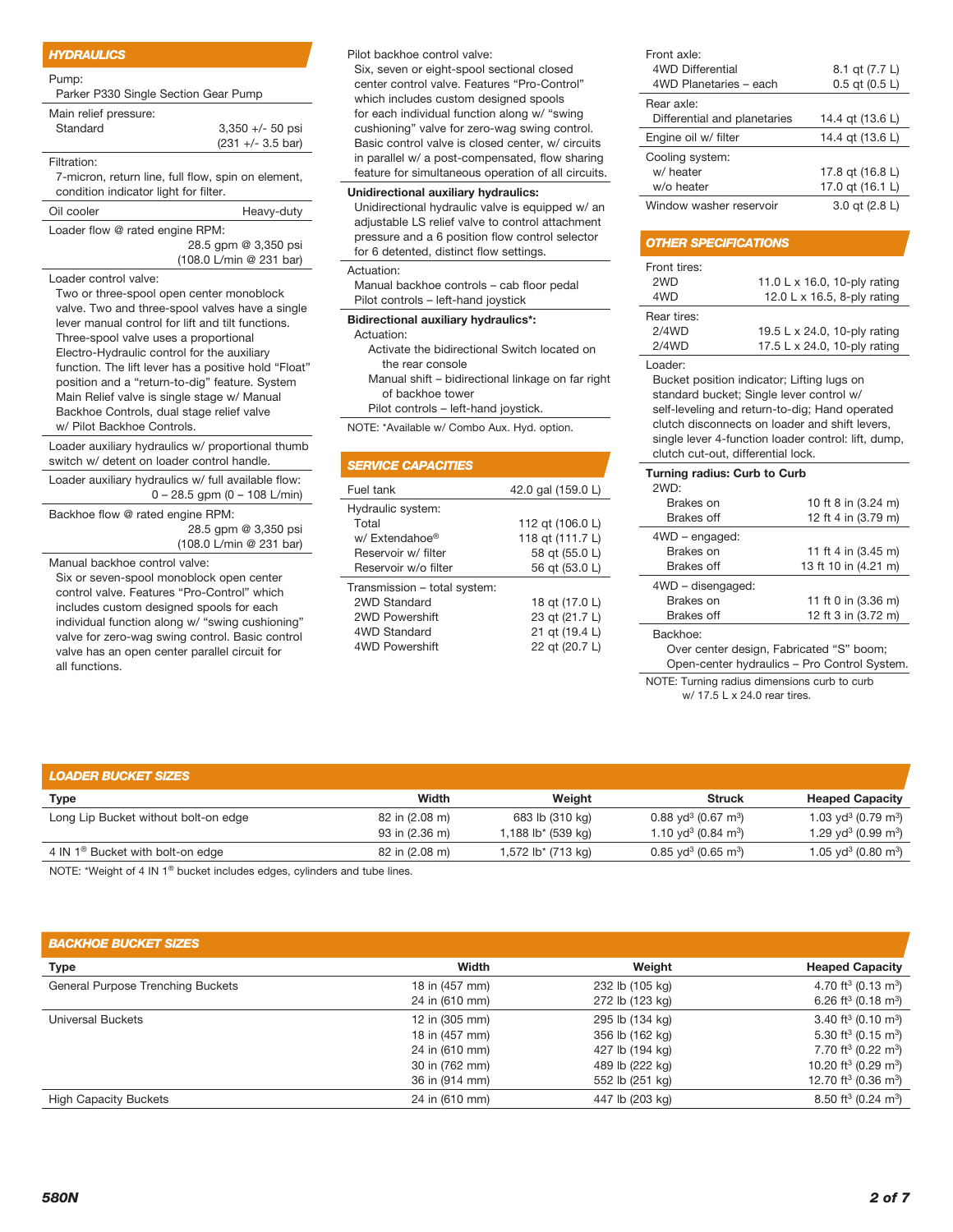## HYDRAULICS

Pump:
Parker P330 Single Section Gear Pump

Main relief pressure:

| | |
|---|---|
| Standard | 3,350 +/- 50 psi (231 +/- 3.5 bar) |

Filtration:
7-micron, return line, full flow, spin on element, condition indicator light for filter.

| | |
|---|---|
| Oil cooler | Heavy-duty |

Loader flow @ rated engine RPM:
28.5 gpm @ 3,350 psi (108.0 L/min @ 231 bar)

Loader control valve:
Two or three-spool open center monoblock valve. Two and three-spool valves have a single lever manual control for lift and tilt functions. Three-spool valve uses a proportional Electro-Hydraulic control for the auxiliary function. The lift lever has a positive hold "Float" position and a "return-to-dig" feature. System Main Relief valve is single stage w/ Manual Backhoe Controls, dual stage relief valve w/ Pilot Backhoe Controls.

Loader auxiliary hydraulics w/ proportional thumb switch w/ detent on loader control handle.

Loader auxiliary hydraulics w/ full available flow:
0 – 28.5 gpm (0 – 108 L/min)

Backhoe flow @ rated engine RPM:
28.5 gpm @ 3,350 psi (108.0 L/min @ 231 bar)

Manual backhoe control valve:
Six or seven-spool monoblock open center control valve. Features "Pro-Control" which includes custom designed spools for each individual function along w/ "swing cushioning" valve for zero-wag swing control. Basic control valve has an open center parallel circuit for all functions.

Pilot backhoe control valve:
Six, seven or eight-spool sectional closed center control valve. Features "Pro-Control" which includes custom designed spools for each individual function along w/ "swing cushioning" valve for zero-wag swing control. Basic control valve is closed center, w/ circuits in parallel w/ a post-compensated, flow sharing feature for simultaneous operation of all circuits.

**Unidirectional auxiliary hydraulics:**
Unidirectional hydraulic valve is equipped w/ an adjustable LS relief valve to control attachment pressure and a 6 position flow control selector for 6 detented, distinct flow settings.

Actuation:
Manual backhoe controls – cab floor pedal
Pilot controls – left-hand joystick

**Bidirectional auxiliary hydraulics*:**
Actuation:
Activate the bidirectional Switch located on the rear console
Manual shift – bidirectional linkage on far right of backhoe tower
Pilot controls – left-hand joystick.

NOTE: *Available w/ Combo Aux. Hyd. option.

## SERVICE CAPACITIES

| | |
|---|---|
| Fuel tank | 42.0 gal (159.0 L) |
| **Hydraulic system:** | |
| Total | 112 qt (106.0 L) |
| w/ Extendahoe® | 118 qt (111.7 L) |
| Reservoir w/ filter | 58 qt (55.0 L) |
| Reservoir w/o filter | 56 qt (53.0 L) |
| **Transmission – total system:** | |
| 2WD Standard | 18 qt (17.0 L) |
| 2WD Powershift | 23 qt (21.7 L) |
| 4WD Standard | 21 qt (19.4 L) |
| 4WD Powershift | 22 qt (20.7 L) |
| **Front axle:** | |
| 4WD Differential | 8.1 qt (7.7 L) |
| 4WD Planetaries – each | 0.5 qt (0.5 L) |
| **Rear axle:** | |
| Differential and planetaries | 14.4 qt (13.6 L) |
| Engine oil w/ filter | 14.4 qt (13.6 L) |
| **Cooling system:** | |
| w/ heater | 17.8 qt (16.8 L) |
| w/o heater | 17.0 qt (16.1 L) |
| Window washer reservoir | 3.0 qt (2.8 L) |

## OTHER SPECIFICATIONS

| | |
|---|---|
| **Front tires:** | |
| 2WD | 11.0 L x 16.0, 10-ply rating |
| 4WD | 12.0 L x 16.5, 8-ply rating |
| **Rear tires:** | |
| 2/4WD | 19.5 L x 24.0, 10-ply rating |
| 2/4WD | 17.5 L x 24.0, 10-ply rating |

Loader:
Bucket position indicator; Lifting lugs on standard bucket; Single lever control w/ self-leveling and return-to-dig; Hand operated clutch disconnects on loader and shift levers, single lever 4-function loader control: lift, dump, clutch cut-out, differential lock.

**Turning radius: Curb to Curb**

| | |
|---|---|
| **2WD:** | |
| Brakes on | 10 ft 8 in (3.24 m) |
| Brakes off | 12 ft 4 in (3.79 m) |
| **4WD – engaged:** | |
| Brakes on | 11 ft 4 in (3.45 m) |
| Brakes off | 13 ft 10 in (4.21 m) |
| **4WD – disengaged:** | |
| Brakes on | 11 ft 0 in (3.36 m) |
| Brakes off | 12 ft 3 in (3.72 m) |

Backhoe:
Over center design, Fabricated "S" boom; Open-center hydraulics – Pro Control System.

NOTE: Turning radius dimensions curb to curb w/ 17.5 L x 24.0 rear tires.

## LOADER BUCKET SIZES

| Type | Width | Weight | Struck | Heaped Capacity |
|---|---|---|---|---|
| Long Lip Bucket without bolt-on edge | 82 in (2.08 m) | 683 lb (310 kg) | 0.88 yd³ (0.67 m³) | 1.03 yd³ (0.79 m³) |
| | 93 in (2.36 m) | 1,188 lb* (539 kg) | 1.10 yd³ (0.84 m³) | 1.29 yd³ (0.99 m³) |
| 4 IN 1® Bucket with bolt-on edge | 82 in (2.08 m) | 1,572 lb* (713 kg) | 0.85 yd³ (0.65 m³) | 1.05 yd³ (0.80 m³) |

NOTE: *Weight of 4 IN 1® bucket includes edges, cylinders and tube lines.

## BACKHOE BUCKET SIZES

| Type | Width | Weight | Heaped Capacity |
|---|---|---|---|
| General Purpose Trenching Buckets | 18 in (457 mm) | 232 lb (105 kg) | 4.70 ft³ (0.13 m³) |
| | 24 in (610 mm) | 272 lb (123 kg) | 6.26 ft³ (0.18 m³) |
| Universal Buckets | 12 in (305 mm) | 295 lb (134 kg) | 3.40 ft³ (0.10 m³) |
| | 18 in (457 mm) | 356 lb (162 kg) | 5.30 ft³ (0.15 m³) |
| | 24 in (610 mm) | 427 lb (194 kg) | 7.70 ft³ (0.22 m³) |
| | 30 in (762 mm) | 489 lb (222 kg) | 10.20 ft³ (0.29 m³) |
| | 36 in (914 mm) | 552 lb (251 kg) | 12.70 ft³ (0.36 m³) |
| High Capacity Buckets | 24 in (610 mm) | 447 lb (203 kg) | 8.50 ft³ (0.24 m³) |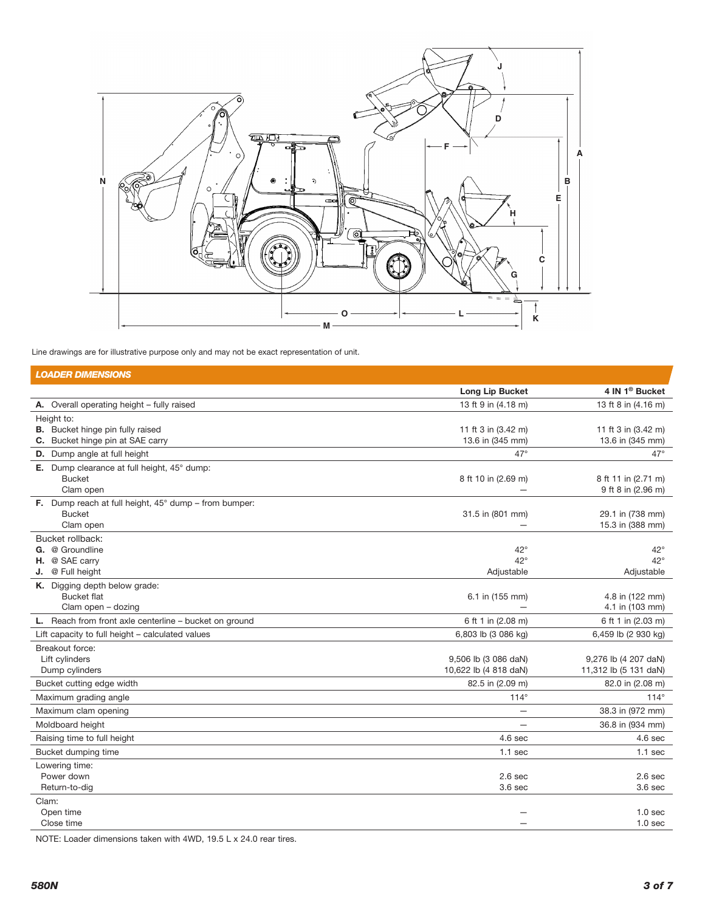Line drawings are for illustrative purpose only and may not be exact representation of unit.

## LOADER DIMENSIONS

| | Long Lip Bucket | 4 IN 1® Bucket |
|---|---|---|
| **A.** Overall operating height – fully raised | 13 ft 9 in (4.18 m) | 13 ft 8 in (4.16 m) |
| Height to: | | |
| **B.** Bucket hinge pin fully raised | 11 ft 3 in (3.42 m) | 11 ft 3 in (3.42 m) |
| **C.** Bucket hinge pin at SAE carry | 13.6 in (345 mm) | 13.6 in (345 mm) |
| **D.** Dump angle at full height | 47° | 47° |
| **E.** Dump clearance at full height, 45° dump: | | |
| Bucket | 8 ft 10 in (2.69 m) | 8 ft 11 in (2.71 m) |
| Clam open | — | 9 ft 8 in (2.96 m) |
| **F.** Dump reach at full height, 45° dump – from bumper: | | |
| Bucket | 31.5 in (801 mm) | 29.1 in (738 mm) |
| Clam open | — | 15.3 in (388 mm) |
| Bucket rollback: | | |
| **G.** @ Groundline | 42° | 42° |
| **H.** @ SAE carry | 42° | 42° |
| **J.** @ Full height | Adjustable | Adjustable |
| **K.** Digging depth below grade: | | |
| Bucket flat | 6.1 in (155 mm) | 4.8 in (122 mm) |
| Clam open – dozing | — | 4.1 in (103 mm) |
| **L.** Reach from front axle centerline – bucket on ground | 6 ft 1 in (2.08 m) | 6 ft 1 in (2.03 m) |
| Lift capacity to full height – calculated values | 6,803 lb (3 086 kg) | 6,459 lb (2 930 kg) |
| Breakout force: | | |
| Lift cylinders | 9,506 lb (3 086 daN) | 9,276 lb (4 207 daN) |
| Dump cylinders | 10,622 lb (4 818 daN) | 11,312 lb (5 131 daN) |
| Bucket cutting edge width | 82.5 in (2.09 m) | 82.0 in (2.08 m) |
| Maximum grading angle | 114° | 114° |
| Maximum clam opening | — | 38.3 in (972 mm) |
| Moldboard height | — | 36.8 in (934 mm) |
| Raising time to full height | 4.6 sec | 4.6 sec |
| Bucket dumping time | 1.1 sec | 1.1 sec |
| Lowering time: | | |
| Power down | 2.6 sec | 2.6 sec |
| Return-to-dig | 3.6 sec | 3.6 sec |
| Clam: | | |
| Open time | — | 1.0 sec |
| Close time | — | 1.0 sec |

NOTE: Loader dimensions taken with 4WD, 19.5 L x 24.0 rear tires.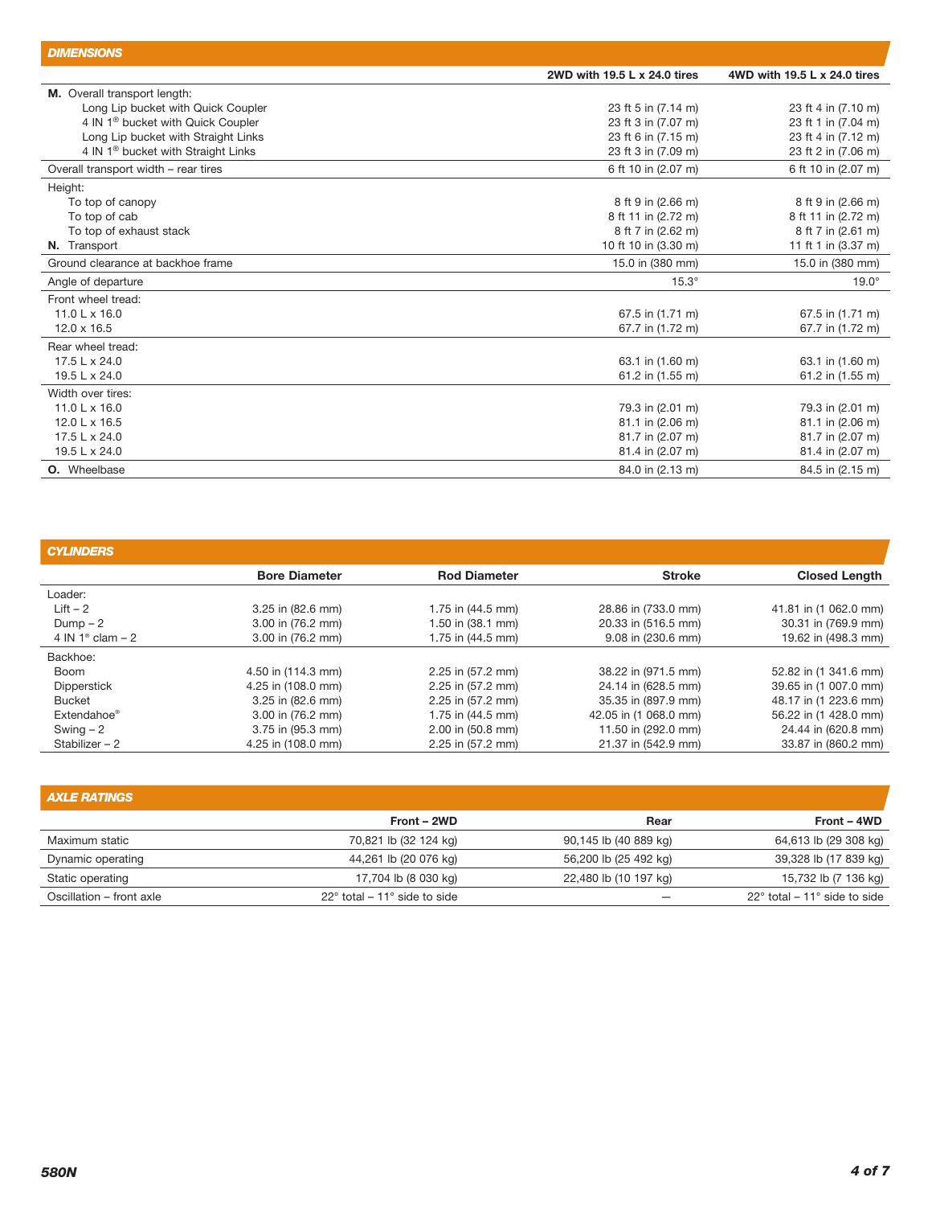## DIMENSIONS

| | 2WD with 19.5 L x 24.0 tires | 4WD with 19.5 L x 24.0 tires |
|---|---|---|
| **M.** Overall transport length: | | |
| Long Lip bucket with Quick Coupler | 23 ft 5 in (7.14 m) | 23 ft 4 in (7.10 m) |
| 4 IN 1® bucket with Quick Coupler | 23 ft 3 in (7.07 m) | 23 ft 1 in (7.04 m) |
| Long Lip bucket with Straight Links | 23 ft 6 in (7.15 m) | 23 ft 4 in (7.12 m) |
| 4 IN 1® bucket with Straight Links | 23 ft 3 in (7.09 m) | 23 ft 2 in (7.06 m) |
| Overall transport width – rear tires | 6 ft 10 in (2.07 m) | 6 ft 10 in (2.07 m) |
| Height: | | |
| To top of canopy | 8 ft 9 in (2.66 m) | 8 ft 9 in (2.66 m) |
| To top of cab | 8 ft 11 in (2.72 m) | 8 ft 11 in (2.72 m) |
| To top of exhaust stack | 8 ft 7 in (2.62 m) | 8 ft 7 in (2.61 m) |
| **N.** Transport | 10 ft 10 in (3.30 m) | 11 ft 1 in (3.37 m) |
| Ground clearance at backhoe frame | 15.0 in (380 mm) | 15.0 in (380 mm) |
| Angle of departure | 15.3° | 19.0° |
| Front wheel tread: | | |
| 11.0 L x 16.0 | 67.5 in (1.71 m) | 67.5 in (1.71 m) |
| 12.0 x 16.5 | 67.7 in (1.72 m) | 67.7 in (1.72 m) |
| Rear wheel tread: | | |
| 17.5 L x 24.0 | 63.1 in (1.60 m) | 63.1 in (1.60 m) |
| 19.5 L x 24.0 | 61.2 in (1.55 m) | 61.2 in (1.55 m) |
| Width over tires: | | |
| 11.0 L x 16.0 | 79.3 in (2.01 m) | 79.3 in (2.01 m) |
| 12.0 L x 16.5 | 81.1 in (2.06 m) | 81.1 in (2.06 m) |
| 17.5 L x 24.0 | 81.7 in (2.07 m) | 81.7 in (2.07 m) |
| 19.5 L x 24.0 | 81.4 in (2.07 m) | 81.4 in (2.07 m) |
| **O.** Wheelbase | 84.0 in (2.13 m) | 84.5 in (2.15 m) |

## CYLINDERS

| | Bore Diameter | Rod Diameter | Stroke | Closed Length |
|---|---|---|---|---|
| Loader: | | | | |
| Lift – 2 | 3.25 in (82.6 mm) | 1.75 in (44.5 mm) | 28.86 in (733.0 mm) | 41.81 in (1 062.0 mm) |
| Dump – 2 | 3.00 in (76.2 mm) | 1.50 in (38.1 mm) | 20.33 in (516.5 mm) | 30.31 in (769.9 mm) |
| 4 IN 1® clam – 2 | 3.00 in (76.2 mm) | 1.75 in (44.5 mm) | 9.08 in (230.6 mm) | 19.62 in (498.3 mm) |
| Backhoe: | | | | |
| Boom | 4.50 in (114.3 mm) | 2.25 in (57.2 mm) | 38.22 in (971.5 mm) | 52.82 in (1 341.6 mm) |
| Dipperstick | 4.25 in (108.0 mm) | 2.25 in (57.2 mm) | 24.14 in (628.5 mm) | 39.65 in (1 007.0 mm) |
| Bucket | 3.25 in (82.6 mm) | 2.25 in (57.2 mm) | 35.35 in (897.9 mm) | 48.17 in (1 223.6 mm) |
| Extendahoe® | 3.00 in (76.2 mm) | 1.75 in (44.5 mm) | 42.05 in (1 068.0 mm) | 56.22 in (1 428.0 mm) |
| Swing – 2 | 3.75 in (95.3 mm) | 2.00 in (50.8 mm) | 11.50 in (292.0 mm) | 24.44 in (620.8 mm) |
| Stabilizer – 2 | 4.25 in (108.0 mm) | 2.25 in (57.2 mm) | 21.37 in (542.9 mm) | 33.87 in (860.2 mm) |

## AXLE RATINGS

| | Front – 2WD | Rear | Front – 4WD |
|---|---|---|---|
| Maximum static | 70,821 lb (32 124 kg) | 90,145 lb (40 889 kg) | 64,613 lb (29 308 kg) |
| Dynamic operating | 44,261 lb (20 076 kg) | 56,200 lb (25 492 kg) | 39,328 lb (17 839 kg) |
| Static operating | 17,704 lb (8 030 kg) | 22,480 lb (10 197 kg) | 15,732 lb (7 136 kg) |
| Oscillation – front axle | 22° total – 11° side to side | — | 22° total – 11° side to side |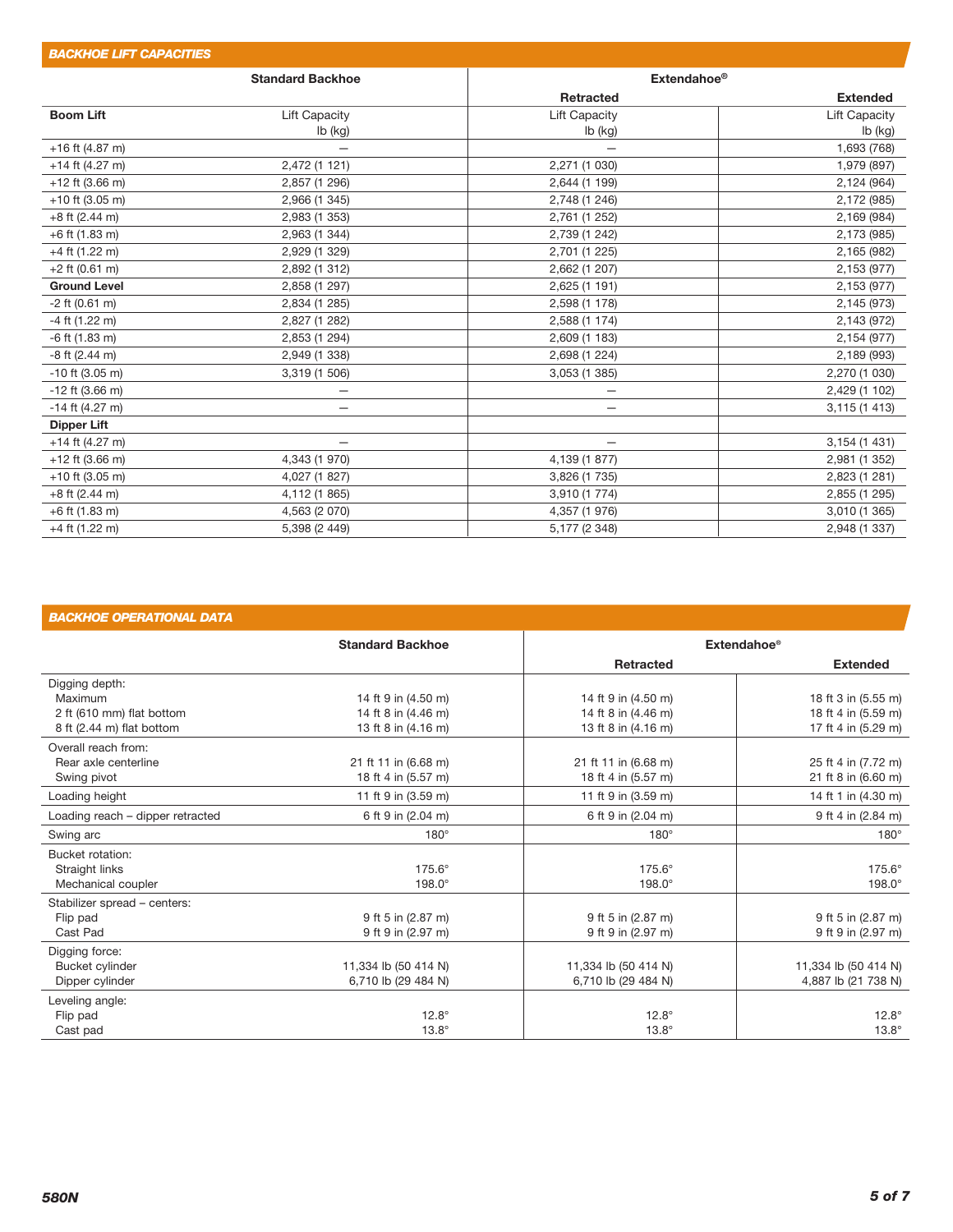## BACKHOE LIFT CAPACITIES

| | Standard Backhoe | Extendahoe® | |
|---|---|---|---|
| | | Retracted | Extended |
| **Boom Lift** | Lift Capacity lb (kg) | Lift Capacity lb (kg) | Lift Capacity lb (kg) |
| +16 ft (4.87 m) | — | — | 1,693 (768) |
| +14 ft (4.27 m) | 2,472 (1 121) | 2,271 (1 030) | 1,979 (897) |
| +12 ft (3.66 m) | 2,857 (1 296) | 2,644 (1 199) | 2,124 (964) |
| +10 ft (3.05 m) | 2,966 (1 345) | 2,748 (1 246) | 2,172 (985) |
| +8 ft (2.44 m) | 2,983 (1 353) | 2,761 (1 252) | 2,169 (984) |
| +6 ft (1.83 m) | 2,963 (1 344) | 2,739 (1 242) | 2,173 (985) |
| +4 ft (1.22 m) | 2,929 (1 329) | 2,701 (1 225) | 2,165 (982) |
| +2 ft (0.61 m) | 2,892 (1 312) | 2,662 (1 207) | 2,153 (977) |
| **Ground Level** | 2,858 (1 297) | 2,625 (1 191) | 2,153 (977) |
| -2 ft (0.61 m) | 2,834 (1 285) | 2,598 (1 178) | 2,145 (973) |
| -4 ft (1.22 m) | 2,827 (1 282) | 2,588 (1 174) | 2,143 (972) |
| -6 ft (1.83 m) | 2,853 (1 294) | 2,609 (1 183) | 2,154 (977) |
| -8 ft (2.44 m) | 2,949 (1 338) | 2,698 (1 224) | 2,189 (993) |
| -10 ft (3.05 m) | 3,319 (1 506) | 3,053 (1 385) | 2,270 (1 030) |
| -12 ft (3.66 m) | — | — | 2,429 (1 102) |
| -14 ft (4.27 m) | — | — | 3,115 (1 413) |
| **Dipper Lift** | | | |
| +14 ft (4.27 m) | — | — | 3,154 (1 431) |
| +12 ft (3.66 m) | 4,343 (1 970) | 4,139 (1 877) | 2,981 (1 352) |
| +10 ft (3.05 m) | 4,027 (1 827) | 3,826 (1 735) | 2,823 (1 281) |
| +8 ft (2.44 m) | 4,112 (1 865) | 3,910 (1 774) | 2,855 (1 295) |
| +6 ft (1.83 m) | 4,563 (2 070) | 4,357 (1 976) | 3,010 (1 365) |
| +4 ft (1.22 m) | 5,398 (2 449) | 5,177 (2 348) | 2,948 (1 337) |

## BACKHOE OPERATIONAL DATA

| | Standard Backhoe | Extendahoe® | |
|---|---|---|---|
| | | Retracted | Extended |
| Digging depth: | | | |
| Maximum | 14 ft 9 in (4.50 m) | 14 ft 9 in (4.50 m) | 18 ft 3 in (5.55 m) |
| 2 ft (610 mm) flat bottom | 14 ft 8 in (4.46 m) | 14 ft 8 in (4.46 m) | 18 ft 4 in (5.59 m) |
| 8 ft (2.44 m) flat bottom | 13 ft 8 in (4.16 m) | 13 ft 8 in (4.16 m) | 17 ft 4 in (5.29 m) |
| Overall reach from: | | | |
| Rear axle centerline | 21 ft 11 in (6.68 m) | 21 ft 11 in (6.68 m) | 25 ft 4 in (7.72 m) |
| Swing pivot | 18 ft 4 in (5.57 m) | 18 ft 4 in (5.57 m) | 21 ft 8 in (6.60 m) |
| Loading height | 11 ft 9 in (3.59 m) | 11 ft 9 in (3.59 m) | 14 ft 1 in (4.30 m) |
| Loading reach – dipper retracted | 6 ft 9 in (2.04 m) | 6 ft 9 in (2.04 m) | 9 ft 4 in (2.84 m) |
| Swing arc | 180° | 180° | 180° |
| Bucket rotation: | | | |
| Straight links | 175.6° | 175.6° | 175.6° |
| Mechanical coupler | 198.0° | 198.0° | 198.0° |
| Stabilizer spread – centers: | | | |
| Flip pad | 9 ft 5 in (2.87 m) | 9 ft 5 in (2.87 m) | 9 ft 5 in (2.87 m) |
| Cast Pad | 9 ft 9 in (2.97 m) | 9 ft 9 in (2.97 m) | 9 ft 9 in (2.97 m) |
| Digging force: | | | |
| Bucket cylinder | 11,334 lb (50 414 N) | 11,334 lb (50 414 N) | 11,334 lb (50 414 N) |
| Dipper cylinder | 6,710 lb (29 484 N) | 6,710 lb (29 484 N) | 4,887 lb (21 738 N) |
| Leveling angle: | | | |
| Flip pad | 12.8° | 12.8° | 12.8° |
| Cast pad | 13.8° | 13.8° | 13.8° |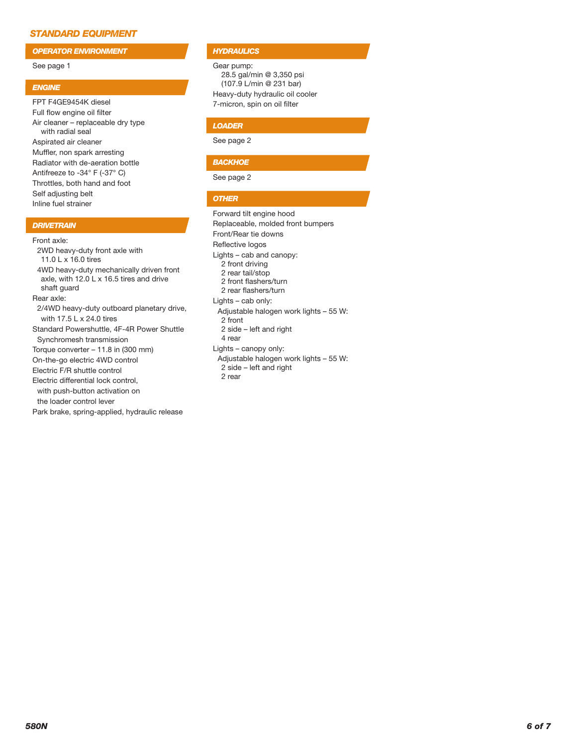## STANDARD EQUIPMENT

### OPERATOR ENVIRONMENT

See page 1

### ENGINE

FPT F4GE9454K diesel
Full flow engine oil filter
Air cleaner – replaceable dry type with radial seal
Aspirated air cleaner
Muffler, non spark arresting
Radiator with de-aeration bottle
Antifreeze to -34° F (-37° C)
Throttles, both hand and foot
Self adjusting belt
Inline fuel strainer

### DRIVETRAIN

Front axle:
- 2WD heavy-duty front axle with 11.0 L x 16.0 tires
- 4WD heavy-duty mechanically driven front axle, with 12.0 L x 16.5 tires and drive shaft guard

Rear axle:
- 2/4WD heavy-duty outboard planetary drive, with 17.5 L x 24.0 tires

Standard Powershuttle, 4F-4R Power Shuttle Synchromesh transmission
Torque converter – 11.8 in (300 mm)
On-the-go electric 4WD control
Electric F/R shuttle control
Electric differential lock control, with push-button activation on the loader control lever
Park brake, spring-applied, hydraulic release

### HYDRAULICS

Gear pump:
28.5 gal/min @ 3,350 psi
(107.9 L/min @ 231 bar)
Heavy-duty hydraulic oil cooler
7-micron, spin on oil filter

### LOADER

See page 2

### BACKHOE

See page 2

### OTHER

Forward tilt engine hood
Replaceable, molded front bumpers
Front/Rear tie downs
Reflective logos

Lights – cab and canopy:
- 2 front driving
- 2 rear tail/stop
- 2 front flashers/turn
- 2 rear flashers/turn

Lights – cab only:
- Adjustable halogen work lights – 55 W:
  - 2 front
  - 2 side – left and right
  - 4 rear

Lights – canopy only:
- Adjustable halogen work lights – 55 W:
  - 2 side – left and right
  - 2 rear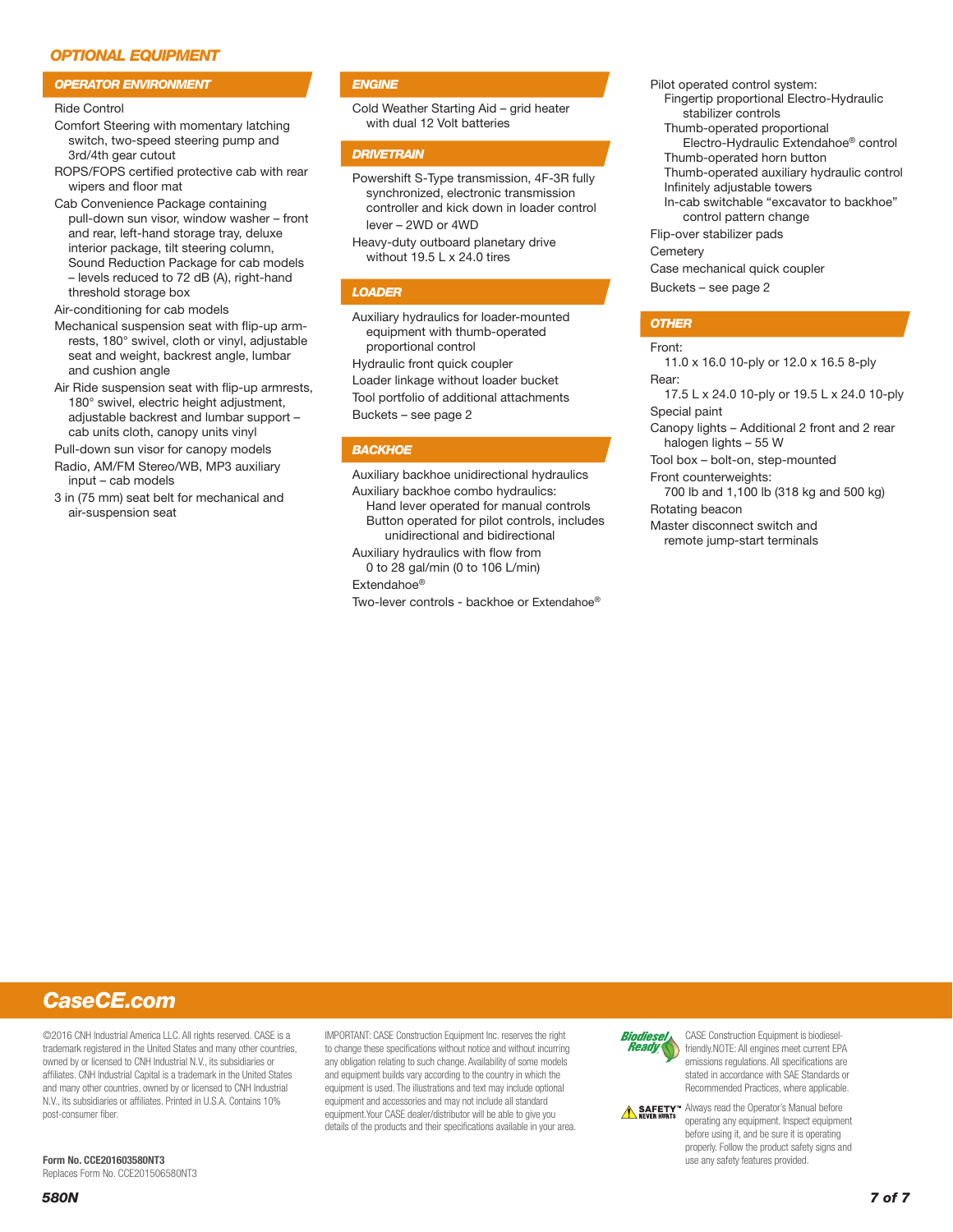## OPTIONAL EQUIPMENT

### OPERATOR ENVIRONMENT

- Ride Control
- Comfort Steering with momentary latching switch, two-speed steering pump and 3rd/4th gear cutout
- ROPS/FOPS certified protective cab with rear wipers and floor mat
- Cab Convenience Package containing pull-down sun visor, window washer – front and rear, left-hand storage tray, deluxe interior package, tilt steering column, Sound Reduction Package for cab models – levels reduced to 72 dB (A), right-hand threshold storage box
- Air-conditioning for cab models
- Mechanical suspension seat with flip-up armrests, 180° swivel, cloth or vinyl, adjustable seat and weight, backrest angle, lumbar and cushion angle
- Air Ride suspension seat with flip-up armrests, 180° swivel, electric height adjustment, adjustable backrest and lumbar support – cab units cloth, canopy units vinyl
- Pull-down sun visor for canopy models
- Radio, AM/FM Stereo/WB, MP3 auxiliary input – cab models
- 3 in (75 mm) seat belt for mechanical and air-suspension seat

### ENGINE

- Cold Weather Starting Aid – grid heater with dual 12 Volt batteries

### DRIVETRAIN

- Powershift S-Type transmission, 4F-3R fully synchronized, electronic transmission controller and kick down in loader control lever – 2WD or 4WD
- Heavy-duty outboard planetary drive without 19.5 L x 24.0 tires

### LOADER

- Auxiliary hydraulics for loader-mounted equipment with thumb-operated proportional control
- Hydraulic front quick coupler
- Loader linkage without loader bucket
- Tool portfolio of additional attachments
- Buckets – see page 2

### BACKHOE

- Auxiliary backhoe unidirectional hydraulics
- Auxiliary backhoe combo hydraulics:
  - Hand lever operated for manual controls
  - Button operated for pilot controls, includes unidirectional and bidirectional
- Auxiliary hydraulics with flow from 0 to 28 gal/min (0 to 106 L/min)
- Extendahoe®
- Two-lever controls - backhoe or Extendahoe®
- Pilot operated control system:
  - Fingertip proportional Electro-Hydraulic stabilizer controls
  - Thumb-operated proportional Electro-Hydraulic Extendahoe® control
  - Thumb-operated horn button
  - Thumb-operated auxiliary hydraulic control
  - Infinitely adjustable towers
  - In-cab switchable “excavator to backhoe” control pattern change
- Flip-over stabilizer pads
- Cemetery
- Case mechanical quick coupler
- Buckets – see page 2

### OTHER

- Front:
  - 11.0 x 16.0 10-ply or 12.0 x 16.5 8-ply
- Rear:
  - 17.5 L x 24.0 10-ply or 19.5 L x 24.0 10-ply
- Special paint
- Canopy lights – Additional 2 front and 2 rear halogen lights – 55 W
- Tool box – bolt-on, step-mounted
- Front counterweights:
  - 700 lb and 1,100 lb (318 kg and 500 kg)
- Rotating beacon
- Master disconnect switch and remote jump-start terminals

**CaseCE.com**

©2016 CNH Industrial America LLC. All rights reserved. CASE is a trademark registered in the United States and many other countries, owned by or licensed to CNH Industrial N.V., its subsidiaries or affiliates. CNH Industrial Capital is a trademark in the United States and many other countries, owned by or licensed to CNH Industrial N.V., its subsidiaries or affiliates. Printed in U.S.A. Contains 10% post-consumer fiber.

IMPORTANT: CASE Construction Equipment Inc. reserves the right to change these specifications without notice and without incurring any obligation relating to such change. Availability of some models and equipment builds vary according to the country in which the equipment is used. The illustrations and text may include optional equipment and accessories and may not include all standard equipment. Your CASE dealer/distributor will be able to give you details of the products and their specifications available in your area.

Biodiesel Ready

CASE Construction Equipment is biodiesel-friendly. NOTE: All engines meet current EPA emissions regulations. All specifications are stated in accordance with SAE Standards or Recommended Practices, where applicable.

SAFETY™ NEVER HURTS

Always read the Operator's Manual before operating any equipment. Inspect equipment before using it, and be sure it is operating properly. Follow the product safety signs and use any safety features provided.

**Form No. CCE201603580NT3**
Replaces Form No. CCE201506580NT3

580N